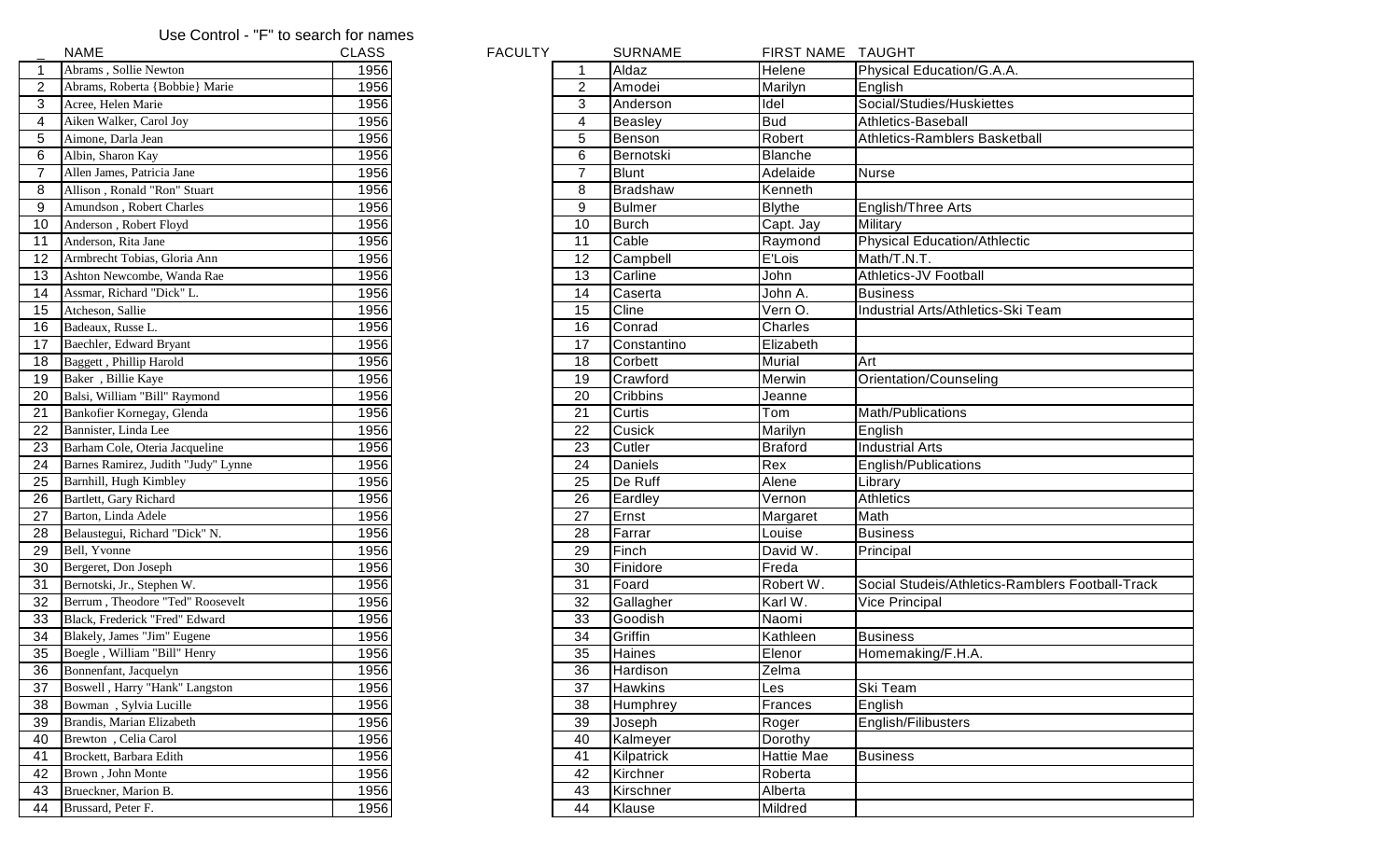Use Control - "F" to search for names

| _ | NAME | CLASS |
|---|---|---|
| 1 | Abrams , Sollie Newton | 1956 |
| 2 | Abrams, Roberta {Bobbie} Marie | 1956 |
| 3 | Acree, Helen Marie | 1956 |
| 4 | Aiken Walker, Carol Joy | 1956 |
| 5 | Aimone, Darla Jean | 1956 |
| 6 | Albin, Sharon Kay | 1956 |
| 7 | Allen James, Patricia Jane | 1956 |
| 8 | Allison , Ronald "Ron" Stuart | 1956 |
| 9 | Amundson , Robert Charles | 1956 |
| 10 | Anderson , Robert Floyd | 1956 |
| 11 | Anderson, Rita Jane | 1956 |
| 12 | Armbrecht Tobias, Gloria Ann | 1956 |
| 13 | Ashton Newcombe, Wanda Rae | 1956 |
| 14 | Assmar, Richard "Dick" L. | 1956 |
| 15 | Atcheson, Sallie | 1956 |
| 16 | Badeaux, Russe L. | 1956 |
| 17 | Baechler, Edward Bryant | 1956 |
| 18 | Baggett , Phillip Harold | 1956 |
| 19 | Baker , Billie Kaye | 1956 |
| 20 | Balsi, William "Bill" Raymond | 1956 |
| 21 | Bankofier Kornegay, Glenda | 1956 |
| 22 | Bannister, Linda Lee | 1956 |
| 23 | Barham Cole, Oteria Jacqueline | 1956 |
| 24 | Barnes Ramirez, Judith "Judy" Lynne | 1956 |
| 25 | Barnhill, Hugh Kimbley | 1956 |
| 26 | Bartlett, Gary Richard | 1956 |
| 27 | Barton, Linda Adele | 1956 |
| 28 | Belaustegui, Richard "Dick" N. | 1956 |
| 29 | Bell, Yvonne | 1956 |
| 30 | Bergeret, Don Joseph | 1956 |
| 31 | Bernotski, Jr., Stephen W. | 1956 |
| 32 | Berrum , Theodore "Ted" Roosevelt | 1956 |
| 33 | Black, Frederick "Fred" Edward | 1956 |
| 34 | Blakely, James "Jim" Eugene | 1956 |
| 35 | Boegle , William "Bill" Henry | 1956 |
| 36 | Bonnenfant, Jacquelyn | 1956 |
| 37 | Boswell , Harry "Hank" Langston | 1956 |
| 38 | Bowman , Sylvia Lucille | 1956 |
| 39 | Brandis, Marian Elizabeth | 1956 |
| 40 | Brewton , Celia Carol | 1956 |
| 41 | Brockett, Barbara Edith | 1956 |
| 42 | Brown , John Monte | 1956 |
| 43 | Brueckner, Marion B. | 1956 |
| 44 | Brussard, Peter F. | 1956 |

FACULTY

| | SURNAME | FIRST NAME | TAUGHT |
|---|---|---|---|
| 1 | Aldaz | Helene | Physical Education/G.A.A. |
| 2 | Amodei | Marilyn | English |
| 3 | Anderson | Idel | Social/Studies/Huskiettes |
| 4 | Beasley | Bud | Athletics-Baseball |
| 5 | Benson | Robert | Athletics-Ramblers Basketball |
| 6 | Bernotski | Blanche | |
| 7 | Blunt | Adelaide | Nurse |
| 8 | Bradshaw | Kenneth | |
| 9 | Bulmer | Blythe | English/Three Arts |
| 10 | Burch | Capt. Jay | Military |
| 11 | Cable | Raymond | Physical Education/Athlectic |
| 12 | Campbell | E'Lois | Math/T.N.T. |
| 13 | Carline | John | Athletics-JV Football |
| 14 | Caserta | John A. | Business |
| 15 | Cline | Vern O. | Industrial Arts/Athletics-Ski Team |
| 16 | Conrad | Charles | |
| 17 | Constantino | Elizabeth | |
| 18 | Corbett | Murial | Art |
| 19 | Crawford | Merwin | Orientation/Counseling |
| 20 | Cribbins | Jeanne | |
| 21 | Curtis | Tom | Math/Publications |
| 22 | Cusick | Marilyn | English |
| 23 | Cutler | Braford | Industrial Arts |
| 24 | Daniels | Rex | English/Publications |
| 25 | De Ruff | Alene | Library |
| 26 | Eardley | Vernon | Athletics |
| 27 | Ernst | Margaret | Math |
| 28 | Farrar | Louise | Business |
| 29 | Finch | David W. | Principal |
| 30 | Finidore | Freda | |
| 31 | Foard | Robert W. | Social Studeis/Athletics-Ramblers Football-Track |
| 32 | Gallagher | Karl W. | Vice Principal |
| 33 | Goodish | Naomi | |
| 34 | Griffin | Kathleen | Business |
| 35 | Haines | Elenor | Homemaking/F.H.A. |
| 36 | Hardison | Zelma | |
| 37 | Hawkins | Les | Ski Team |
| 38 | Humphrey | Frances | English |
| 39 | Joseph | Roger | English/Filibusters |
| 40 | Kalmeyer | Dorothy | |
| 41 | Kilpatrick | Hattie Mae | Business |
| 42 | Kirchner | Roberta | |
| 43 | Kirschner | Alberta | |
| 44 | Klause | Mildred | |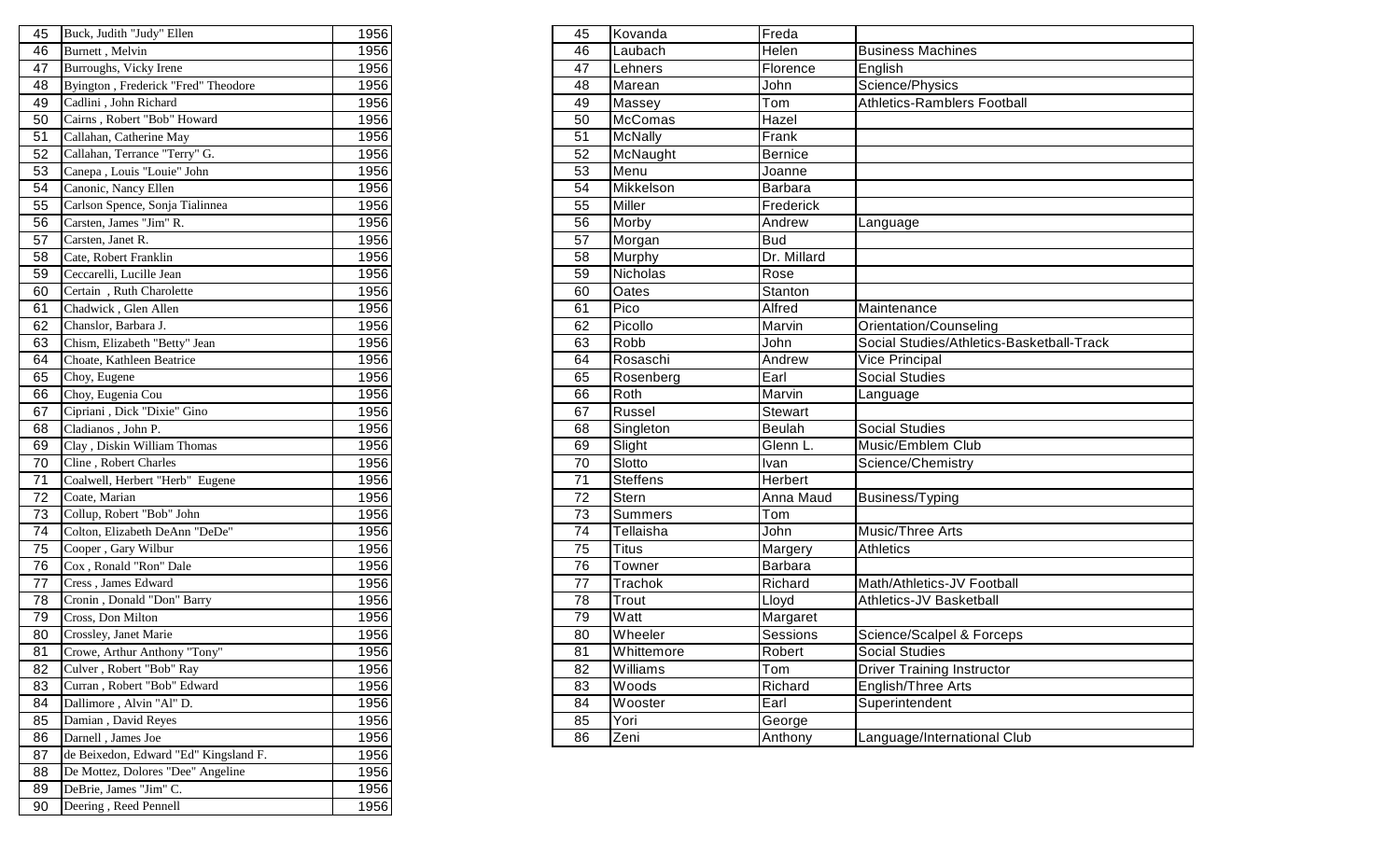| | | |
|---|---|---|
| 45 | Buck, Judith "Judy" Ellen | 1956 |
| 46 | Burnett , Melvin | 1956 |
| 47 | Burroughs, Vicky Irene | 1956 |
| 48 | Byington , Frederick "Fred" Theodore | 1956 |
| 49 | Cadlini , John Richard | 1956 |
| 50 | Cairns , Robert "Bob" Howard | 1956 |
| 51 | Callahan, Catherine May | 1956 |
| 52 | Callahan, Terrance "Terry" G. | 1956 |
| 53 | Canepa , Louis "Louie" John | 1956 |
| 54 | Canonic, Nancy Ellen | 1956 |
| 55 | Carlson Spence, Sonja Tialinnea | 1956 |
| 56 | Carsten, James "Jim" R. | 1956 |
| 57 | Carsten, Janet R. | 1956 |
| 58 | Cate, Robert Franklin | 1956 |
| 59 | Ceccarelli, Lucille Jean | 1956 |
| 60 | Certain , Ruth Charolette | 1956 |
| 61 | Chadwick , Glen Allen | 1956 |
| 62 | Chanslor, Barbara J. | 1956 |
| 63 | Chism, Elizabeth "Betty" Jean | 1956 |
| 64 | Choate, Kathleen Beatrice | 1956 |
| 65 | Choy, Eugene | 1956 |
| 66 | Choy, Eugenia Cou | 1956 |
| 67 | Cipriani , Dick "Dixie" Gino | 1956 |
| 68 | Cladianos , John P. | 1956 |
| 69 | Clay , Diskin William Thomas | 1956 |
| 70 | Cline , Robert Charles | 1956 |
| 71 | Coalwell, Herbert "Herb" Eugene | 1956 |
| 72 | Coate, Marian | 1956 |
| 73 | Collup, Robert "Bob" John | 1956 |
| 74 | Colton, Elizabeth DeAnn "DeDe" | 1956 |
| 75 | Cooper , Gary Wilbur | 1956 |
| 76 | Cox , Ronald "Ron" Dale | 1956 |
| 77 | Cress , James Edward | 1956 |
| 78 | Cronin , Donald "Don" Barry | 1956 |
| 79 | Cross, Don Milton | 1956 |
| 80 | Crossley, Janet Marie | 1956 |
| 81 | Crowe, Arthur Anthony "Tony" | 1956 |
| 82 | Culver , Robert "Bob" Ray | 1956 |
| 83 | Curran , Robert "Bob" Edward | 1956 |
| 84 | Dallimore , Alvin "Al" D. | 1956 |
| 85 | Damian , David Reyes | 1956 |
| 86 | Darnell , James Joe | 1956 |
| 87 | de Beixedon, Edward "Ed" Kingsland F. | 1956 |
| 88 | De Mottez, Dolores "Dee" Angeline | 1956 |
| 89 | DeBrie, James "Jim" C. | 1956 |
| 90 | Deering , Reed Pennell | 1956 |

| | | | |
|---|---|---|---|
| 45 | Kovanda | Freda | |
| 46 | Laubach | Helen | Business Machines |
| 47 | Lehners | Florence | English |
| 48 | Marean | John | Science/Physics |
| 49 | Massey | Tom | Athletics-Ramblers Football |
| 50 | McComas | Hazel | |
| 51 | McNally | Frank | |
| 52 | McNaught | Bernice | |
| 53 | Menu | Joanne | |
| 54 | Mikkelson | Barbara | |
| 55 | Miller | Frederick | |
| 56 | Morby | Andrew | Language |
| 57 | Morgan | Bud | |
| 58 | Murphy | Dr. Millard | |
| 59 | Nicholas | Rose | |
| 60 | Oates | Stanton | |
| 61 | Pico | Alfred | Maintenance |
| 62 | Picollo | Marvin | Orientation/Counseling |
| 63 | Robb | John | Social Studies/Athletics-Basketball-Track |
| 64 | Rosaschi | Andrew | Vice Principal |
| 65 | Rosenberg | Earl | Social Studies |
| 66 | Roth | Marvin | Language |
| 67 | Russel | Stewart | |
| 68 | Singleton | Beulah | Social Studies |
| 69 | Slight | Glenn L. | Music/Emblem Club |
| 70 | Slotto | Ivan | Science/Chemistry |
| 71 | Steffens | Herbert | |
| 72 | Stern | Anna Maud | Business/Typing |
| 73 | Summers | Tom | |
| 74 | Tellaisha | John | Music/Three Arts |
| 75 | Titus | Margery | Athletics |
| 76 | Towner | Barbara | |
| 77 | Trachok | Richard | Math/Athletics-JV Football |
| 78 | Trout | Lloyd | Athletics-JV Basketball |
| 79 | Watt | Margaret | |
| 80 | Wheeler | Sessions | Science/Scalpel & Forceps |
| 81 | Whittemore | Robert | Social Studies |
| 82 | Williams | Tom | Driver Training Instructor |
| 83 | Woods | Richard | English/Three Arts |
| 84 | Wooster | Earl | Superintendent |
| 85 | Yori | George | |
| 86 | Zeni | Anthony | Language/International Club |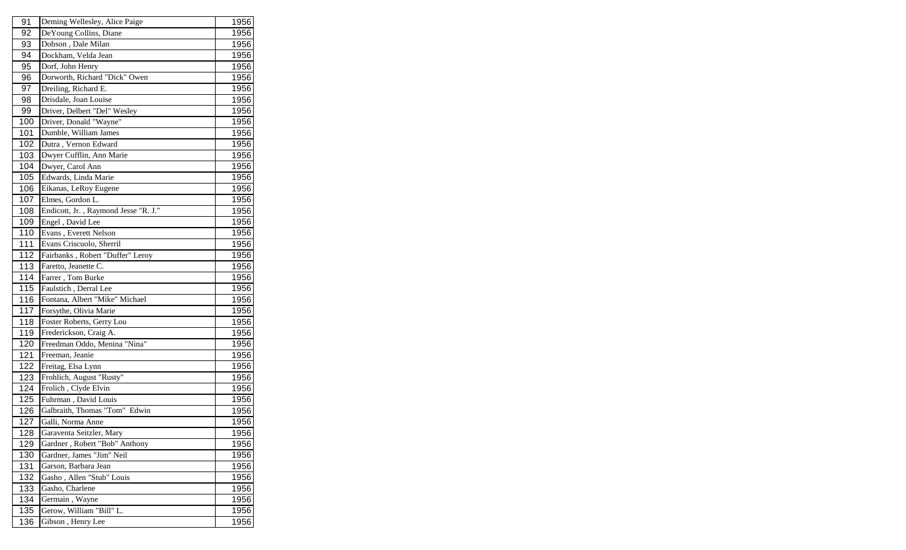| 91 | Deming Wellesley, Alice Paige | 1956 |
|---|---|---|
| 92 | DeYoung Collins, Diane | 1956 |
| 93 | Dobson , Dale Milan | 1956 |
| 94 | Dockham, Velda Jean | 1956 |
| 95 | Dorf, John Henry | 1956 |
| 96 | Dorworth, Richard "Dick" Owen | 1956 |
| 97 | Dreiling, Richard E. | 1956 |
| 98 | Drisdale, Joan Louise | 1956 |
| 99 | Driver, Delbert "Del" Wesley | 1956 |
| 100 | Driver, Donald "Wayne" | 1956 |
| 101 | Dumble, William James | 1956 |
| 102 | Dutra , Vernon Edward | 1956 |
| 103 | Dwyer Cufflin, Ann Marie | 1956 |
| 104 | Dwyer, Carol Ann | 1956 |
| 105 | Edwards, Linda Marie | 1956 |
| 106 | Eikanas, LeRoy Eugene | 1956 |
| 107 | Elmes, Gordon L. | 1956 |
| 108 | Endicott, Jr. , Raymond Jesse "R. J." | 1956 |
| 109 | Engel , David Lee | 1956 |
| 110 | Evans , Everett Nelson | 1956 |
| 111 | Evans Criscuolo, Sherril | 1956 |
| 112 | Fairbanks , Robert "Duffer" Leroy | 1956 |
| 113 | Faretto, Jeanette C. | 1956 |
| 114 | Farrer , Tom Burke | 1956 |
| 115 | Faulstich , Derral Lee | 1956 |
| 116 | Fontana, Albert "Mike" Michael | 1956 |
| 117 | Forsythe, Olivia Marie | 1956 |
| 118 | Foster Roberts, Gerry Lou | 1956 |
| 119 | Frederickson, Craig A. | 1956 |
| 120 | Freedman Oddo, Menina "Nina" | 1956 |
| 121 | Freeman, Jeanie | 1956 |
| 122 | Freitag, Elsa Lynn | 1956 |
| 123 | Frohlich, August "Rusty" | 1956 |
| 124 | Frolich , Clyde Elvin | 1956 |
| 125 | Fuhrman , David Louis | 1956 |
| 126 | Galbraith, Thomas "Tom" Edwin | 1956 |
| 127 | Galli, Norma Anne | 1956 |
| 128 | Garaventa Seitzler, Mary | 1956 |
| 129 | Gardner , Robert "Bob" Anthony | 1956 |
| 130 | Gardner, James "Jim" Neil | 1956 |
| 131 | Garson, Barbara Jean | 1956 |
| 132 | Gasho , Allen "Stub" Louis | 1956 |
| 133 | Gasho, Charlene | 1956 |
| 134 | Germain , Wayne | 1956 |
| 135 | Gerow, William "Bill" L. | 1956 |
| 136 | Gibson , Henry Lee | 1956 |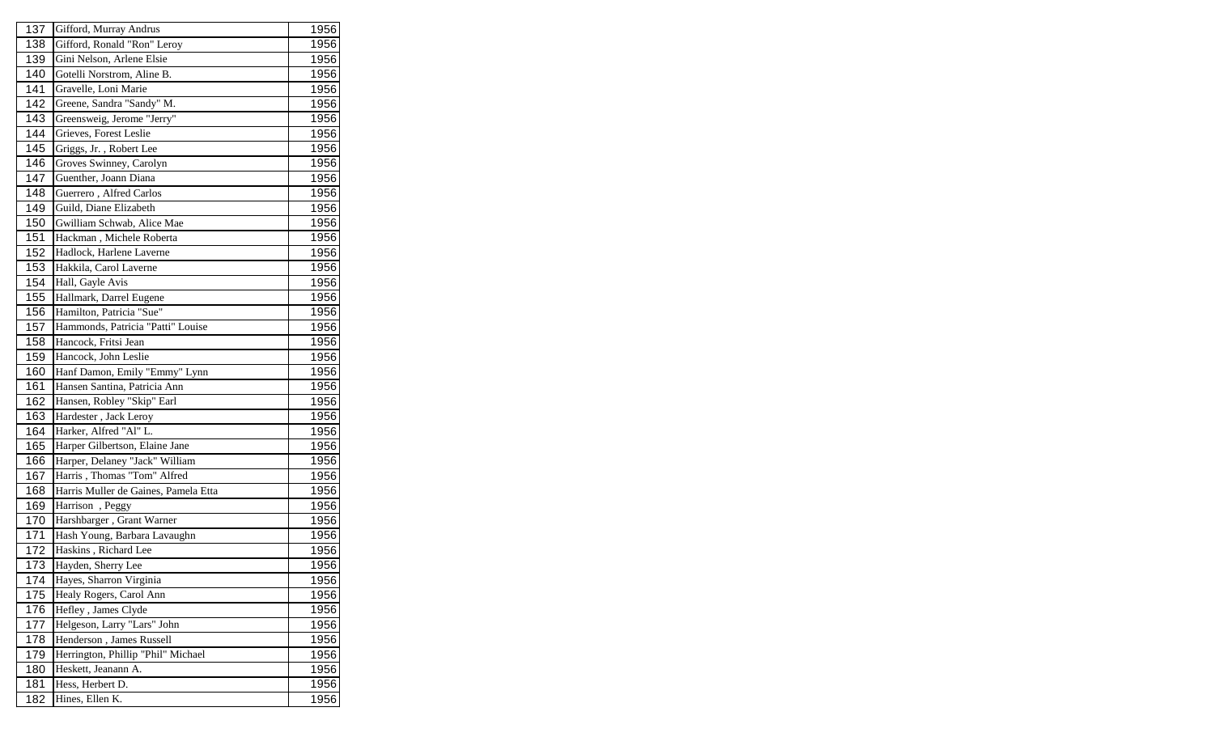| | | |
|---|---|---|
| 137 | Gifford, Murray Andrus | 1956 |
| 138 | Gifford, Ronald "Ron" Leroy | 1956 |
| 139 | Gini Nelson, Arlene Elsie | 1956 |
| 140 | Gotelli Norstrom, Aline B. | 1956 |
| 141 | Gravelle, Loni Marie | 1956 |
| 142 | Greene, Sandra "Sandy" M. | 1956 |
| 143 | Greensweig, Jerome "Jerry" | 1956 |
| 144 | Grieves, Forest Leslie | 1956 |
| 145 | Griggs, Jr. , Robert Lee | 1956 |
| 146 | Groves Swinney, Carolyn | 1956 |
| 147 | Guenther, Joann Diana | 1956 |
| 148 | Guerrero , Alfred Carlos | 1956 |
| 149 | Guild, Diane Elizabeth | 1956 |
| 150 | Gwilliam Schwab, Alice Mae | 1956 |
| 151 | Hackman , Michele Roberta | 1956 |
| 152 | Hadlock, Harlene Laverne | 1956 |
| 153 | Hakkila, Carol Laverne | 1956 |
| 154 | Hall, Gayle Avis | 1956 |
| 155 | Hallmark, Darrel Eugene | 1956 |
| 156 | Hamilton, Patricia "Sue" | 1956 |
| 157 | Hammonds, Patricia "Patti" Louise | 1956 |
| 158 | Hancock, Fritsi Jean | 1956 |
| 159 | Hancock, John Leslie | 1956 |
| 160 | Hanf Damon, Emily "Emmy" Lynn | 1956 |
| 161 | Hansen Santina, Patricia Ann | 1956 |
| 162 | Hansen, Robley "Skip" Earl | 1956 |
| 163 | Hardester , Jack Leroy | 1956 |
| 164 | Harker, Alfred "Al" L. | 1956 |
| 165 | Harper Gilbertson, Elaine Jane | 1956 |
| 166 | Harper, Delaney "Jack" William | 1956 |
| 167 | Harris , Thomas "Tom" Alfred | 1956 |
| 168 | Harris Muller de Gaines, Pamela Etta | 1956 |
| 169 | Harrison , Peggy | 1956 |
| 170 | Harshbarger , Grant Warner | 1956 |
| 171 | Hash Young, Barbara Lavaughn | 1956 |
| 172 | Haskins , Richard Lee | 1956 |
| 173 | Hayden, Sherry Lee | 1956 |
| 174 | Hayes, Sharron Virginia | 1956 |
| 175 | Healy Rogers, Carol Ann | 1956 |
| 176 | Hefley , James Clyde | 1956 |
| 177 | Helgeson, Larry "Lars" John | 1956 |
| 178 | Henderson , James Russell | 1956 |
| 179 | Herrington, Phillip "Phil" Michael | 1956 |
| 180 | Heskett, Jeanann A. | 1956 |
| 181 | Hess, Herbert D. | 1956 |
| 182 | Hines, Ellen K. | 1956 |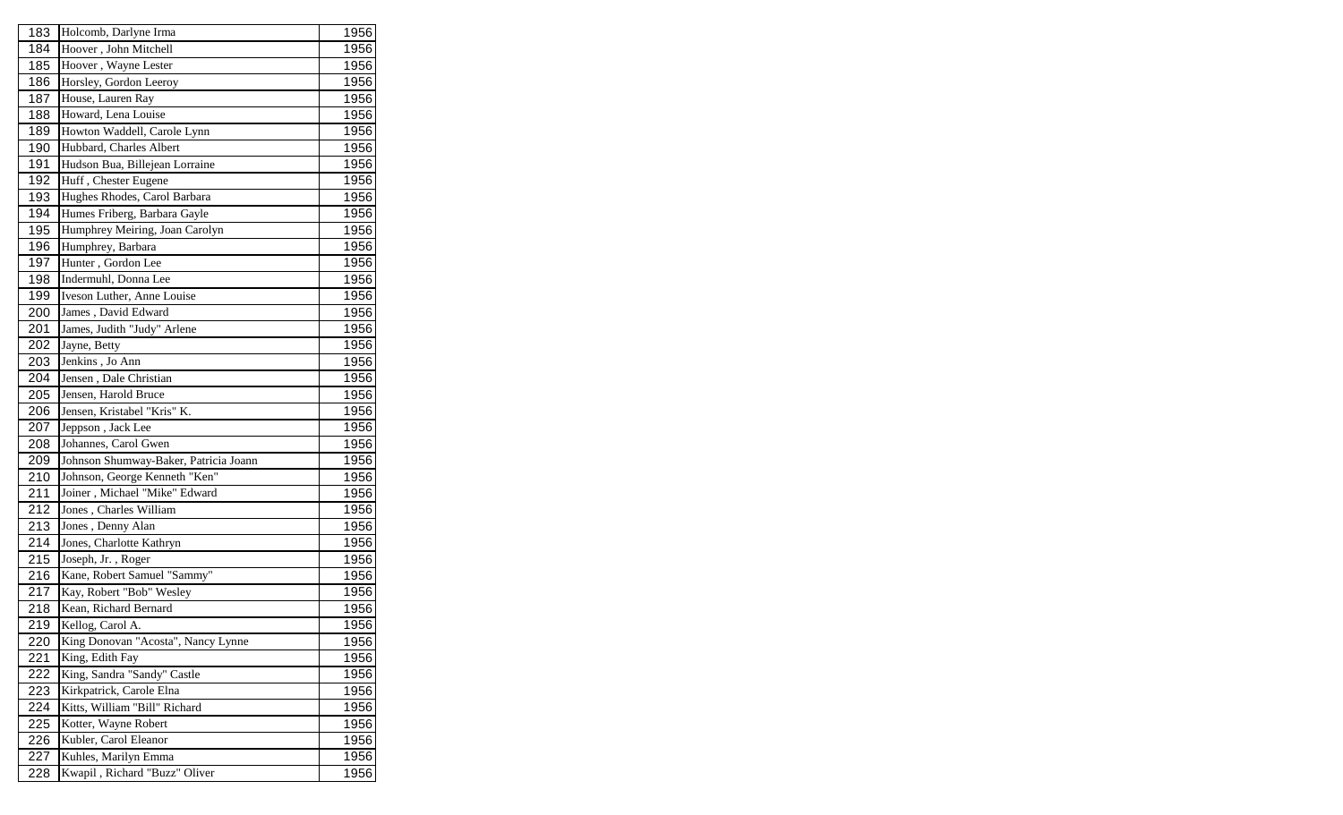| 183 | Holcomb, Darlyne Irma | 1956 |
|---|---|---|
| 184 | Hoover , John Mitchell | 1956 |
| 185 | Hoover , Wayne Lester | 1956 |
| 186 | Horsley, Gordon Leeroy | 1956 |
| 187 | House, Lauren Ray | 1956 |
| 188 | Howard, Lena Louise | 1956 |
| 189 | Howton Waddell, Carole Lynn | 1956 |
| 190 | Hubbard, Charles Albert | 1956 |
| 191 | Hudson Bua, Billejean Lorraine | 1956 |
| 192 | Huff , Chester Eugene | 1956 |
| 193 | Hughes Rhodes, Carol Barbara | 1956 |
| 194 | Humes Friberg, Barbara Gayle | 1956 |
| 195 | Humphrey Meiring, Joan Carolyn | 1956 |
| 196 | Humphrey, Barbara | 1956 |
| 197 | Hunter , Gordon Lee | 1956 |
| 198 | Indermuhl, Donna Lee | 1956 |
| 199 | Iveson Luther, Anne Louise | 1956 |
| 200 | James , David Edward | 1956 |
| 201 | James, Judith "Judy" Arlene | 1956 |
| 202 | Jayne, Betty | 1956 |
| 203 | Jenkins , Jo Ann | 1956 |
| 204 | Jensen , Dale Christian | 1956 |
| 205 | Jensen, Harold Bruce | 1956 |
| 206 | Jensen, Kristabel "Kris" K. | 1956 |
| 207 | Jeppson , Jack Lee | 1956 |
| 208 | Johannes, Carol Gwen | 1956 |
| 209 | Johnson Shumway-Baker, Patricia Joann | 1956 |
| 210 | Johnson, George Kenneth "Ken" | 1956 |
| 211 | Joiner , Michael "Mike" Edward | 1956 |
| 212 | Jones , Charles William | 1956 |
| 213 | Jones , Denny Alan | 1956 |
| 214 | Jones, Charlotte Kathryn | 1956 |
| 215 | Joseph, Jr. , Roger | 1956 |
| 216 | Kane, Robert Samuel "Sammy" | 1956 |
| 217 | Kay, Robert "Bob" Wesley | 1956 |
| 218 | Kean, Richard Bernard | 1956 |
| 219 | Kellog, Carol A. | 1956 |
| 220 | King Donovan "Acosta", Nancy Lynne | 1956 |
| 221 | King, Edith Fay | 1956 |
| 222 | King, Sandra "Sandy" Castle | 1956 |
| 223 | Kirkpatrick, Carole Elna | 1956 |
| 224 | Kitts, William "Bill" Richard | 1956 |
| 225 | Kotter, Wayne Robert | 1956 |
| 226 | Kubler, Carol Eleanor | 1956 |
| 227 | Kuhles, Marilyn Emma | 1956 |
| 228 | Kwapil , Richard "Buzz" Oliver | 1956 |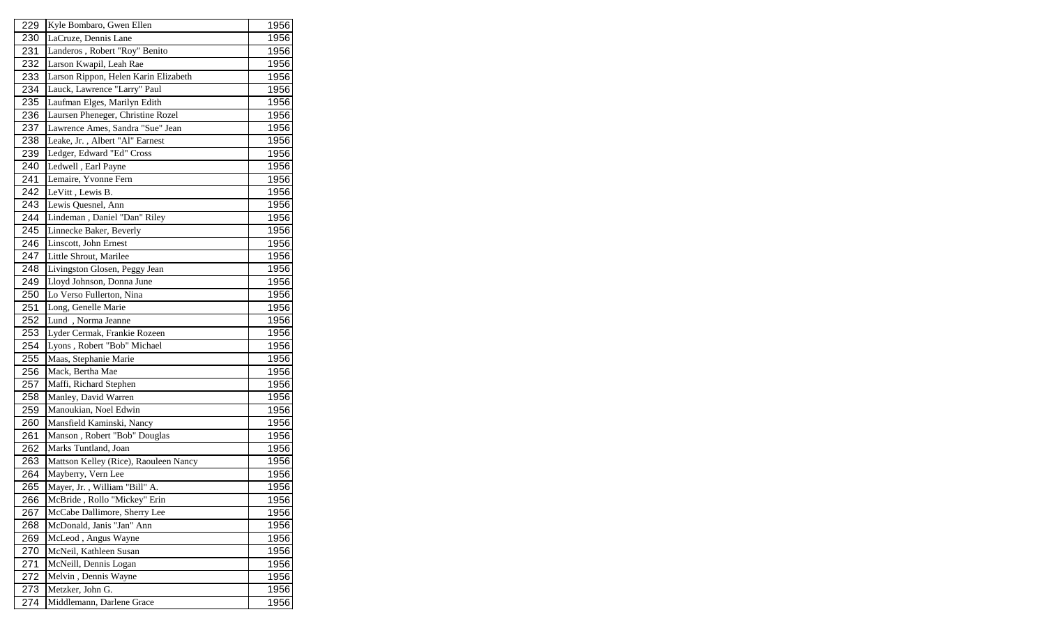| 229 | Kyle Bombaro, Gwen Ellen | 1956 |
|---|---|---|
| 230 | LaCruze, Dennis Lane | 1956 |
| 231 | Landeros , Robert "Roy" Benito | 1956 |
| 232 | Larson Kwapil, Leah Rae | 1956 |
| 233 | Larson Rippon, Helen Karin Elizabeth | 1956 |
| 234 | Lauck, Lawrence "Larry" Paul | 1956 |
| 235 | Laufman Elges, Marilyn Edith | 1956 |
| 236 | Laursen Pheneger, Christine Rozel | 1956 |
| 237 | Lawrence Ames, Sandra "Sue" Jean | 1956 |
| 238 | Leake, Jr. , Albert "Al" Earnest | 1956 |
| 239 | Ledger, Edward "Ed" Cross | 1956 |
| 240 | Ledwell , Earl Payne | 1956 |
| 241 | Lemaire, Yvonne Fern | 1956 |
| 242 | LeVitt , Lewis B. | 1956 |
| 243 | Lewis Quesnel, Ann | 1956 |
| 244 | Lindeman , Daniel "Dan" Riley | 1956 |
| 245 | Linnecke Baker, Beverly | 1956 |
| 246 | Linscott, John Ernest | 1956 |
| 247 | Little Shrout, Marilee | 1956 |
| 248 | Livingston Glosen, Peggy Jean | 1956 |
| 249 | Lloyd Johnson, Donna June | 1956 |
| 250 | Lo Verso Fullerton, Nina | 1956 |
| 251 | Long, Genelle Marie | 1956 |
| 252 | Lund , Norma Jeanne | 1956 |
| 253 | Lyder Cermak, Frankie Rozeen | 1956 |
| 254 | Lyons , Robert "Bob" Michael | 1956 |
| 255 | Maas, Stephanie Marie | 1956 |
| 256 | Mack, Bertha Mae | 1956 |
| 257 | Maffi, Richard Stephen | 1956 |
| 258 | Manley, David Warren | 1956 |
| 259 | Manoukian, Noel Edwin | 1956 |
| 260 | Mansfield Kaminski, Nancy | 1956 |
| 261 | Manson , Robert "Bob" Douglas | 1956 |
| 262 | Marks Tuntland, Joan | 1956 |
| 263 | Mattson Kelley (Rice), Raouleen Nancy | 1956 |
| 264 | Mayberry, Vern Lee | 1956 |
| 265 | Mayer, Jr. , William "Bill" A. | 1956 |
| 266 | McBride , Rollo "Mickey" Erin | 1956 |
| 267 | McCabe Dallimore, Sherry Lee | 1956 |
| 268 | McDonald, Janis "Jan" Ann | 1956 |
| 269 | McLeod , Angus Wayne | 1956 |
| 270 | McNeil, Kathleen Susan | 1956 |
| 271 | McNeill, Dennis Logan | 1956 |
| 272 | Melvin , Dennis Wayne | 1956 |
| 273 | Metzker, John G. | 1956 |
| 274 | Middlemann, Darlene Grace | 1956 |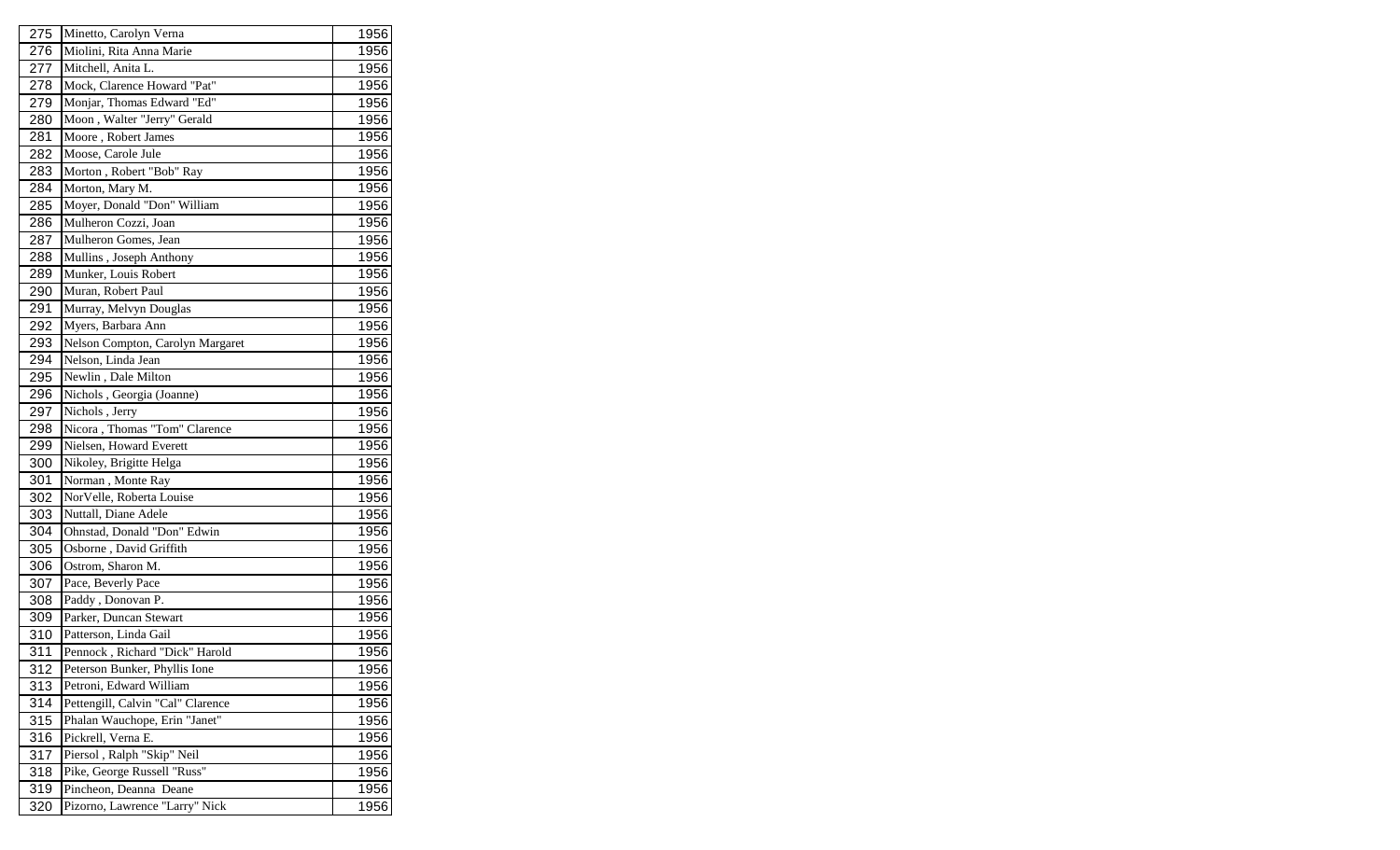| 275 | Minetto, Carolyn Verna | 1956 |
|---|---|---|
| 276 | Miolini, Rita Anna Marie | 1956 |
| 277 | Mitchell, Anita L. | 1956 |
| 278 | Mock, Clarence Howard "Pat" | 1956 |
| 279 | Monjar, Thomas Edward "Ed" | 1956 |
| 280 | Moon , Walter "Jerry" Gerald | 1956 |
| 281 | Moore , Robert James | 1956 |
| 282 | Moose, Carole Jule | 1956 |
| 283 | Morton , Robert "Bob" Ray | 1956 |
| 284 | Morton, Mary M. | 1956 |
| 285 | Moyer, Donald "Don" William | 1956 |
| 286 | Mulheron Cozzi, Joan | 1956 |
| 287 | Mulheron Gomes, Jean | 1956 |
| 288 | Mullins , Joseph Anthony | 1956 |
| 289 | Munker, Louis Robert | 1956 |
| 290 | Muran, Robert Paul | 1956 |
| 291 | Murray, Melvyn Douglas | 1956 |
| 292 | Myers, Barbara Ann | 1956 |
| 293 | Nelson Compton, Carolyn Margaret | 1956 |
| 294 | Nelson, Linda Jean | 1956 |
| 295 | Newlin , Dale Milton | 1956 |
| 296 | Nichols , Georgia (Joanne) | 1956 |
| 297 | Nichols , Jerry | 1956 |
| 298 | Nicora , Thomas "Tom" Clarence | 1956 |
| 299 | Nielsen, Howard Everett | 1956 |
| 300 | Nikoley, Brigitte Helga | 1956 |
| 301 | Norman , Monte Ray | 1956 |
| 302 | NorVelle, Roberta Louise | 1956 |
| 303 | Nuttall, Diane Adele | 1956 |
| 304 | Ohnstad, Donald "Don" Edwin | 1956 |
| 305 | Osborne , David Griffith | 1956 |
| 306 | Ostrom, Sharon M. | 1956 |
| 307 | Pace, Beverly Pace | 1956 |
| 308 | Paddy , Donovan P. | 1956 |
| 309 | Parker, Duncan Stewart | 1956 |
| 310 | Patterson, Linda Gail | 1956 |
| 311 | Pennock , Richard "Dick" Harold | 1956 |
| 312 | Peterson Bunker, Phyllis Ione | 1956 |
| 313 | Petroni, Edward William | 1956 |
| 314 | Pettengill, Calvin "Cal" Clarence | 1956 |
| 315 | Phalan Wauchope, Erin "Janet" | 1956 |
| 316 | Pickrell, Verna E. | 1956 |
| 317 | Piersol , Ralph "Skip" Neil | 1956 |
| 318 | Pike, George Russell "Russ" | 1956 |
| 319 | Pincheon, Deanna Deane | 1956 |
| 320 | Pizorno, Lawrence "Larry" Nick | 1956 |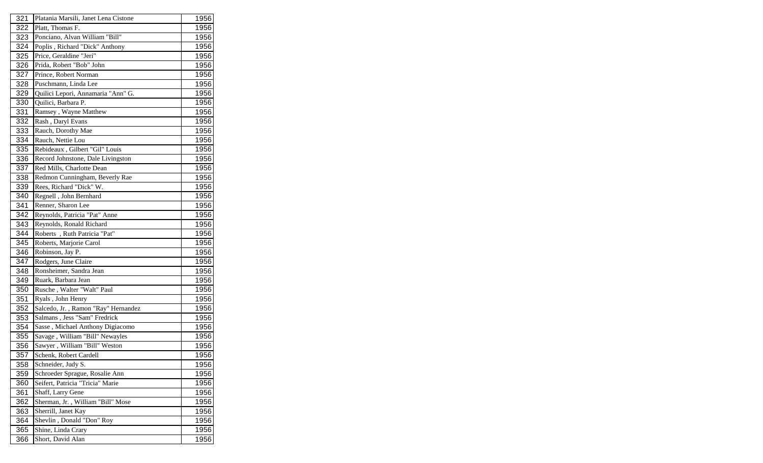| | | |
|---|---|---|
| 321 | Platania Marsili, Janet Lena Cistone | 1956 |
| 322 | Platt, Thomas F. | 1956 |
| 323 | Ponciano, Alvan William "Bill" | 1956 |
| 324 | Poplis , Richard "Dick" Anthony | 1956 |
| 325 | Price, Geraldine "Jeri" | 1956 |
| 326 | Prida, Robert "Bob" John | 1956 |
| 327 | Prince, Robert Norman | 1956 |
| 328 | Puschmann, Linda Lee | 1956 |
| 329 | Quilici Lepori, Annamaria "Ann" G. | 1956 |
| 330 | Quilici, Barbara P. | 1956 |
| 331 | Ramsey , Wayne Matthew | 1956 |
| 332 | Rash , Daryl Evans | 1956 |
| 333 | Rauch, Dorothy Mae | 1956 |
| 334 | Rauch, Nettie Lou | 1956 |
| 335 | Rebideaux , Gilbert "Gil" Louis | 1956 |
| 336 | Record Johnstone, Dale Livingston | 1956 |
| 337 | Red Mills, Charlotte Dean | 1956 |
| 338 | Redmon Cunningham, Beverly Rae | 1956 |
| 339 | Rees, Richard "Dick" W. | 1956 |
| 340 | Regnell , John Bernhard | 1956 |
| 341 | Renner, Sharon Lee | 1956 |
| 342 | Reynolds, Patricia "Pat" Anne | 1956 |
| 343 | Reynolds, Ronald Richard | 1956 |
| 344 | Roberts , Ruth Patricia "Pat" | 1956 |
| 345 | Roberts, Marjorie Carol | 1956 |
| 346 | Robinson, Jay P. | 1956 |
| 347 | Rodgers, June Claire | 1956 |
| 348 | Ronsheimer, Sandra Jean | 1956 |
| 349 | Ruark, Barbara Jean | 1956 |
| 350 | Rusche , Walter "Walt" Paul | 1956 |
| 351 | Ryals , John Henry | 1956 |
| 352 | Salcedo, Jr. , Ramon "Ray" Hernandez | 1956 |
| 353 | Salmans , Jess "Sam" Fredrick | 1956 |
| 354 | Sasse , Michael Anthony Digiacomo | 1956 |
| 355 | Savage , William "Bill" Newayles | 1956 |
| 356 | Sawyer , William "Bill" Weston | 1956 |
| 357 | Schenk, Robert Cardell | 1956 |
| 358 | Schneider, Judy S. | 1956 |
| 359 | Schroeder Sprague, Rosalie Ann | 1956 |
| 360 | Seifert, Patricia "Tricia" Marie | 1956 |
| 361 | Shaff, Larry Gene | 1956 |
| 362 | Sherman, Jr. , William "Bill" Mose | 1956 |
| 363 | Sherrill, Janet Kay | 1956 |
| 364 | Shevlin , Donald "Don" Roy | 1956 |
| 365 | Shine, Linda Crary | 1956 |
| 366 | Short, David Alan | 1956 |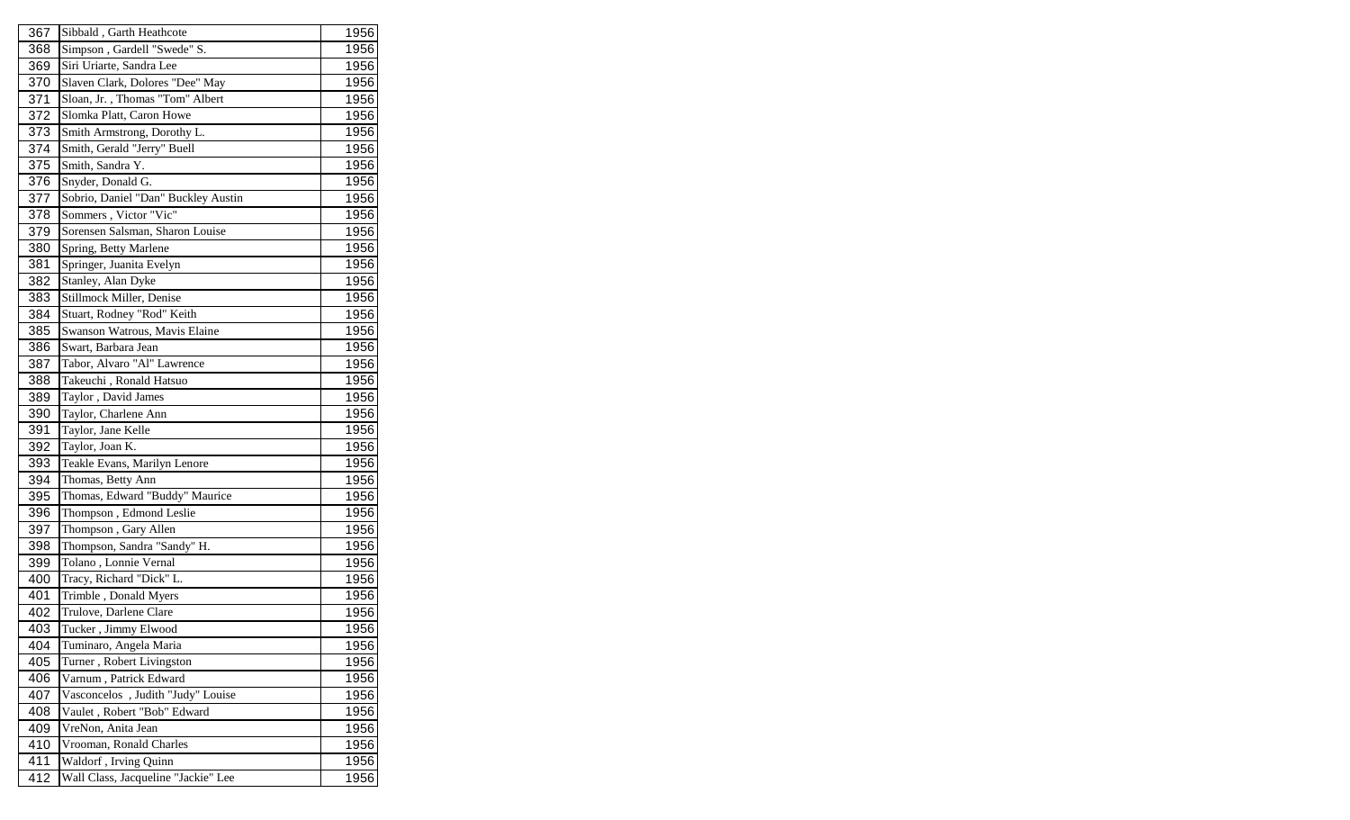| | | |
|---|---|---|
| 367 | Sibbald , Garth Heathcote | 1956 |
| 368 | Simpson , Gardell "Swede" S. | 1956 |
| 369 | Siri Uriarte, Sandra Lee | 1956 |
| 370 | Slaven Clark, Dolores "Dee" May | 1956 |
| 371 | Sloan, Jr. , Thomas "Tom" Albert | 1956 |
| 372 | Slomka Platt, Caron Howe | 1956 |
| 373 | Smith Armstrong, Dorothy L. | 1956 |
| 374 | Smith, Gerald "Jerry" Buell | 1956 |
| 375 | Smith, Sandra Y. | 1956 |
| 376 | Snyder, Donald G. | 1956 |
| 377 | Sobrio, Daniel "Dan" Buckley Austin | 1956 |
| 378 | Sommers , Victor "Vic" | 1956 |
| 379 | Sorensen Salsman, Sharon Louise | 1956 |
| 380 | Spring, Betty Marlene | 1956 |
| 381 | Springer, Juanita Evelyn | 1956 |
| 382 | Stanley, Alan Dyke | 1956 |
| 383 | Stillmock Miller, Denise | 1956 |
| 384 | Stuart, Rodney "Rod" Keith | 1956 |
| 385 | Swanson Watrous, Mavis Elaine | 1956 |
| 386 | Swart, Barbara Jean | 1956 |
| 387 | Tabor, Alvaro "Al" Lawrence | 1956 |
| 388 | Takeuchi , Ronald Hatsuo | 1956 |
| 389 | Taylor , David James | 1956 |
| 390 | Taylor, Charlene Ann | 1956 |
| 391 | Taylor, Jane Kelle | 1956 |
| 392 | Taylor, Joan K. | 1956 |
| 393 | Teakle Evans, Marilyn Lenore | 1956 |
| 394 | Thomas, Betty Ann | 1956 |
| 395 | Thomas, Edward "Buddy" Maurice | 1956 |
| 396 | Thompson , Edmond Leslie | 1956 |
| 397 | Thompson , Gary Allen | 1956 |
| 398 | Thompson, Sandra "Sandy" H. | 1956 |
| 399 | Tolano , Lonnie Vernal | 1956 |
| 400 | Tracy, Richard "Dick" L. | 1956 |
| 401 | Trimble , Donald Myers | 1956 |
| 402 | Trulove, Darlene Clare | 1956 |
| 403 | Tucker , Jimmy Elwood | 1956 |
| 404 | Tuminaro, Angela Maria | 1956 |
| 405 | Turner , Robert Livingston | 1956 |
| 406 | Varnum , Patrick Edward | 1956 |
| 407 | Vasconcelos , Judith "Judy" Louise | 1956 |
| 408 | Vaulet , Robert "Bob" Edward | 1956 |
| 409 | VreNon, Anita Jean | 1956 |
| 410 | Vrooman, Ronald Charles | 1956 |
| 411 | Waldorf , Irving Quinn | 1956 |
| 412 | Wall Class, Jacqueline "Jackie" Lee | 1956 |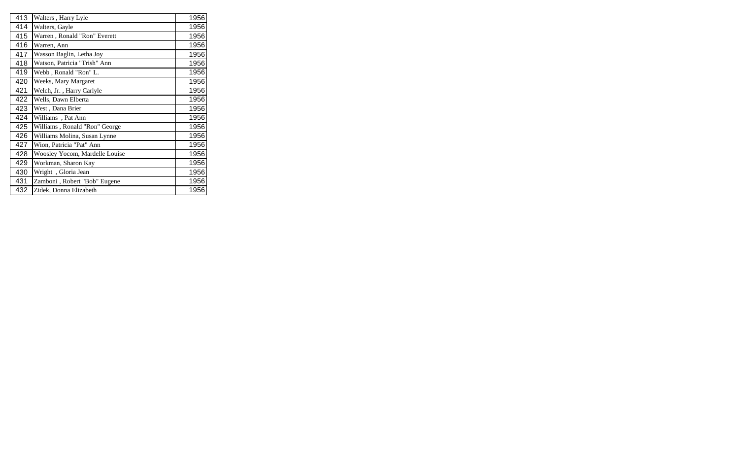| | | |
|---|---|---|
| 413 | Walters , Harry Lyle | 1956 |
| 414 | Walters, Gayle | 1956 |
| 415 | Warren , Ronald "Ron" Everett | 1956 |
| 416 | Warren, Ann | 1956 |
| 417 | Wasson Baglin, Letha Joy | 1956 |
| 418 | Watson, Patricia "Trish" Ann | 1956 |
| 419 | Webb , Ronald "Ron" L. | 1956 |
| 420 | Weeks, Mary Margaret | 1956 |
| 421 | Welch, Jr. , Harry Carlyle | 1956 |
| 422 | Wells, Dawn Elberta | 1956 |
| 423 | West , Dana Brier | 1956 |
| 424 | Williams , Pat Ann | 1956 |
| 425 | Williams , Ronald "Ron" George | 1956 |
| 426 | Williams Molina, Susan Lynne | 1956 |
| 427 | Wion, Patricia "Pat" Ann | 1956 |
| 428 | Woosley Yocom, Mardelle Louise | 1956 |
| 429 | Workman, Sharon Kay | 1956 |
| 430 | Wright , Gloria Jean | 1956 |
| 431 | Zamboni , Robert "Bob" Eugene | 1956 |
| 432 | Zidek, Donna Elizabeth | 1956 |